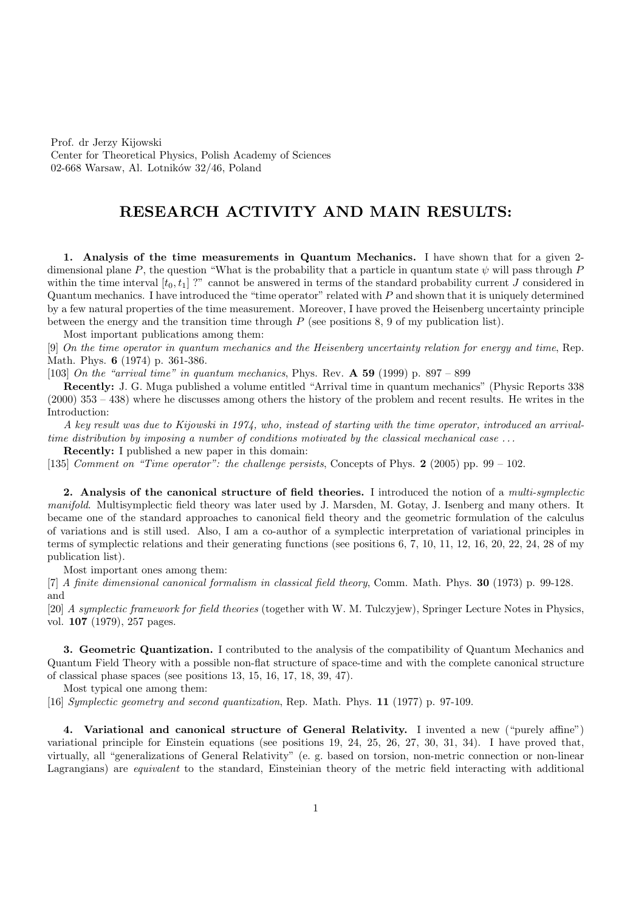Prof. dr Jerzy Kijowski
Center for Theoretical Physics, Polish Academy of Sciences
02-668 Warsaw, Al. Lotników 32/46, Poland

# RESEARCH ACTIVITY AND MAIN RESULTS:

**1. Analysis of the time measurements in Quantum Mechanics.** I have shown that for a given 2-dimensional plane $P$, the question "What is the probability that a particle in quantum state $\psi$ will pass through $P$ within the time interval $[t_0, t_1]$ ?" cannot be answered in terms of the standard probability current $J$ considered in Quantum mechanics. I have introduced the "time operator" related with $P$ and shown that it is uniquely determined by a few natural properties of the time measurement. Moreover, I have proved the Heisenberg uncertainty principle between the energy and the transition time through $P$ (see positions 8, 9 of my publication list).

Most important publications among them:

[9] *On the time operator in quantum mechanics and the Heisenberg uncertainty relation for energy and time*, Rep. Math. Phys. **6** (1974) p. 361-386.

[103] *On the "arrival time" in quantum mechanics*, Phys. Rev. **A 59** (1999) p. 897 – 899

**Recently:** J. G. Muga published a volume entitled "Arrival time in quantum mechanics" (Physic Reports 338 (2000) 353 – 438) where he discusses among others the history of the problem and recent results. He writes in the Introduction:

*A key result was due to Kijowski in 1974, who, instead of starting with the time operator, introduced an arrival-time distribution by imposing a number of conditions motivated by the classical mechanical case . . .*

**Recently:** I published a new paper in this domain:

[135] *Comment on "Time operator": the challenge persists*, Concepts of Phys. **2** (2005) pp. 99 – 102.

**2. Analysis of the canonical structure of field theories.** I introduced the notion of a *multi-symplectic manifold*. Multisymplectic field theory was later used by J. Marsden, M. Gotay, J. Isenberg and many others. It became one of the standard approaches to canonical field theory and the geometric formulation of the calculus of variations and is still used. Also, I am a co-author of a symplectic interpretation of variational principles in terms of symplectic relations and their generating functions (see positions 6, 7, 10, 11, 12, 16, 20, 22, 24, 28 of my publication list).

Most important ones among them:

[7] *A finite dimensional canonical formalism in classical field theory*, Comm. Math. Phys. **30** (1973) p. 99-128.

and

[20] *A symplectic framework for field theories* (together with W. M. Tulczyjew), Springer Lecture Notes in Physics, vol. **107** (1979), 257 pages.

**3. Geometric Quantization.** I contributed to the analysis of the compatibility of Quantum Mechanics and Quantum Field Theory with a possible non-flat structure of space-time and with the complete canonical structure of classical phase spaces (see positions 13, 15, 16, 17, 18, 39, 47).

Most typical one among them:

[16] *Symplectic geometry and second quantization*, Rep. Math. Phys. **11** (1977) p. 97-109.

**4. Variational and canonical structure of General Relativity.** I invented a new ("purely affine") variational principle for Einstein equations (see positions 19, 24, 25, 26, 27, 30, 31, 34). I have proved that, virtually, all "generalizations of General Relativity" (e. g. based on torsion, non-metric connection or non-linear Lagrangians) are *equivalent* to the standard, Einsteinian theory of the metric field interacting with additional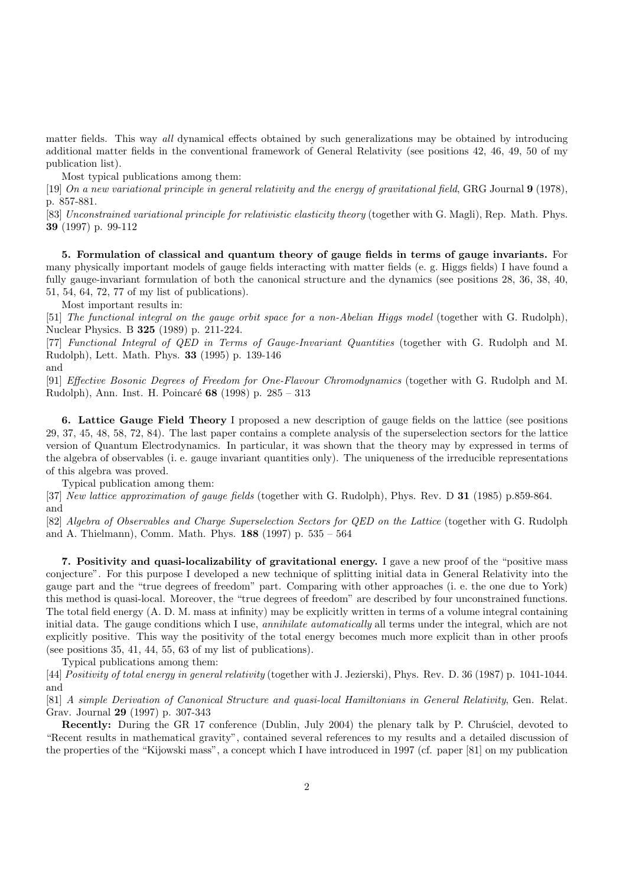matter fields. This way *all* dynamical effects obtained by such generalizations may be obtained by introducing additional matter fields in the conventional framework of General Relativity (see positions 42, 46, 49, 50 of my publication list).

Most typical publications among them:

[19] *On a new variational principle in general relativity and the energy of gravitational field*, GRG Journal **9** (1978), p. 857-881.

[83] *Unconstrained variational principle for relativistic elasticity theory* (together with G. Magli), Rep. Math. Phys. **39** (1997) p. 99-112

**5. Formulation of classical and quantum theory of gauge fields in terms of gauge invariants.** For many physically important models of gauge fields interacting with matter fields (e. g. Higgs fields) I have found a fully gauge-invariant formulation of both the canonical structure and the dynamics (see positions 28, 36, 38, 40, 51, 54, 64, 72, 77 of my list of publications).

Most important results in:

[51] *The functional integral on the gauge orbit space for a non-Abelian Higgs model* (together with G. Rudolph), Nuclear Physics. B **325** (1989) p. 211-224.

[77] *Functional Integral of QED in Terms of Gauge-Invariant Quantities* (together with G. Rudolph and M. Rudolph), Lett. Math. Phys. **33** (1995) p. 139-146

and

[91] *Effective Bosonic Degrees of Freedom for One-Flavour Chromodynamics* (together with G. Rudolph and M. Rudolph), Ann. Inst. H. Poincaré **68** (1998) p. 285 – 313

**6. Lattice Gauge Field Theory** I proposed a new description of gauge fields on the lattice (see positions 29, 37, 45, 48, 58, 72, 84). The last paper contains a complete analysis of the superselection sectors for the lattice version of Quantum Electrodynamics. In particular, it was shown that the theory may by expressed in terms of the algebra of observables (i. e. gauge invariant quantities only). The uniqueness of the irreducible representations of this algebra was proved.

Typical publication among them:

[37] *New lattice approximation of gauge fields* (together with G. Rudolph), Phys. Rev. D **31** (1985) p.859-864.

and

[82] *Algebra of Observables and Charge Superselection Sectors for QED on the Lattice* (together with G. Rudolph and A. Thielmann), Comm. Math. Phys. **188** (1997) p. 535 – 564

**7. Positivity and quasi-localizability of gravitational energy.** I gave a new proof of the "positive mass conjecture". For this purpose I developed a new technique of splitting initial data in General Relativity into the gauge part and the "true degrees of freedom" part. Comparing with other approaches (i. e. the one due to York) this method is quasi-local. Moreover, the "true degrees of freedom" are described by four unconstrained functions. The total field energy (A. D. M. mass at infinity) may be explicitly written in terms of a volume integral containing initial data. The gauge conditions which I use, *annihilate automatically* all terms under the integral, which are not explicitly positive. This way the positivity of the total energy becomes much more explicit than in other proofs (see positions 35, 41, 44, 55, 63 of my list of publications).

Typical publications among them:

[44] *Positivity of total energy in general relativity* (together with J. Jezierski), Phys. Rev. D. 36 (1987) p. 1041-1044.

and

[81] *A simple Derivation of Canonical Structure and quasi-local Hamiltonians in General Relativity*, Gen. Relat. Grav. Journal **29** (1997) p. 307-343

**Recently:** During the GR 17 conference (Dublin, July 2004) the plenary talk by P. Chruściel, devoted to "Recent results in mathematical gravity", contained several references to my results and a detailed discussion of the properties of the "Kijowski mass", a concept which I have introduced in 1997 (cf. paper [81] on my publication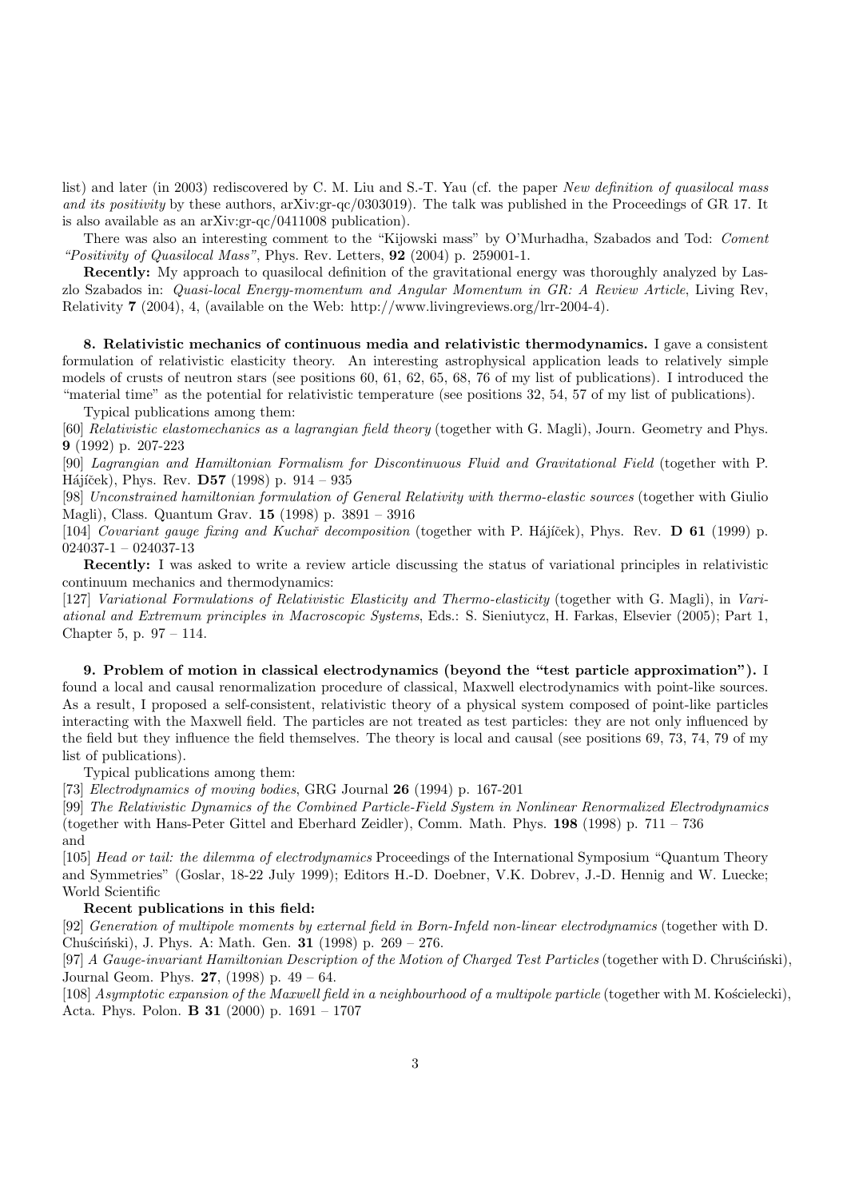list) and later (in 2003) rediscovered by C. M. Liu and S.-T. Yau (cf. the paper *New definition of quasilocal mass and its positivity* by these authors, arXiv:gr-qc/0303019). The talk was published in the Proceedings of GR 17. It is also available as an arXiv:gr-qc/0411008 publication).

There was also an interesting comment to the "Kijowski mass" by O'Murhadha, Szabados and Tod: *Coment "Positivity of Quasilocal Mass"*, Phys. Rev. Letters, **92** (2004) p. 259001-1.

**Recently:** My approach to quasilocal definition of the gravitational energy was thoroughly analyzed by Laszlo Szabados in: *Quasi-local Energy-momentum and Angular Momentum in GR: A Review Article*, Living Rev, Relativity **7** (2004), 4, (available on the Web: http://www.livingreviews.org/lrr-2004-4).

**8. Relativistic mechanics of continuous media and relativistic thermodynamics.** I gave a consistent formulation of relativistic elasticity theory. An interesting astrophysical application leads to relatively simple models of crusts of neutron stars (see positions 60, 61, 62, 65, 68, 76 of my list of publications). I introduced the "material time" as the potential for relativistic temperature (see positions 32, 54, 57 of my list of publications).

Typical publications among them:

[60] *Relativistic elastomechanics as a lagrangian field theory* (together with G. Magli), Journ. Geometry and Phys. **9** (1992) p. 207-223

[90] *Lagrangian and Hamiltonian Formalism for Discontinuous Fluid and Gravitational Field* (together with P. Hájíček), Phys. Rev. **D57** (1998) p. 914 – 935

[98] *Unconstrained hamiltonian formulation of General Relativity with thermo-elastic sources* (together with Giulio Magli), Class. Quantum Grav. **15** (1998) p. 3891 – 3916

[104] *Covariant gauge fixing and Kuchař decomposition* (together with P. Hájíček), Phys. Rev. **D 61** (1999) p. 024037-1 – 024037-13

**Recently:** I was asked to write a review article discussing the status of variational principles in relativistic continuum mechanics and thermodynamics:

[127] *Variational Formulations of Relativistic Elasticity and Thermo-elasticity* (together with G. Magli), in *Variational and Extremum principles in Macroscopic Systems*, Eds.: S. Sieniutycz, H. Farkas, Elsevier (2005); Part 1, Chapter 5, p. 97 – 114.

**9. Problem of motion in classical electrodynamics (beyond the "test particle approximation").** I found a local and causal renormalization procedure of classical, Maxwell electrodynamics with point-like sources. As a result, I proposed a self-consistent, relativistic theory of a physical system composed of point-like particles interacting with the Maxwell field. The particles are not treated as test particles: they are not only influenced by the field but they influence the field themselves. The theory is local and causal (see positions 69, 73, 74, 79 of my list of publications).

Typical publications among them:

[73] *Electrodynamics of moving bodies*, GRG Journal **26** (1994) p. 167-201

[99] *The Relativistic Dynamics of the Combined Particle-Field System in Nonlinear Renormalized Electrodynamics* (together with Hans-Peter Gittel and Eberhard Zeidler), Comm. Math. Phys. **198** (1998) p. 711 – 736

and

[105] *Head or tail: the dilemma of electrodynamics* Proceedings of the International Symposium "Quantum Theory and Symmetries" (Goslar, 18-22 July 1999); Editors H.-D. Doebner, V.K. Dobrev, J.-D. Hennig and W. Luecke; World Scientific

**Recent publications in this field:**

[92] *Generation of multipole moments by external field in Born-Infeld non-linear electrodynamics* (together with D. Chuściński), J. Phys. A: Math. Gen. **31** (1998) p. 269 – 276.

[97] *A Gauge-invariant Hamiltonian Description of the Motion of Charged Test Particles* (together with D. Chruściński), Journal Geom. Phys. **27**, (1998) p. 49 – 64.

[108] *Asymptotic expansion of the Maxwell field in a neighbourhood of a multipole particle* (together with M. Kościelecki), Acta. Phys. Polon. **B 31** (2000) p. 1691 – 1707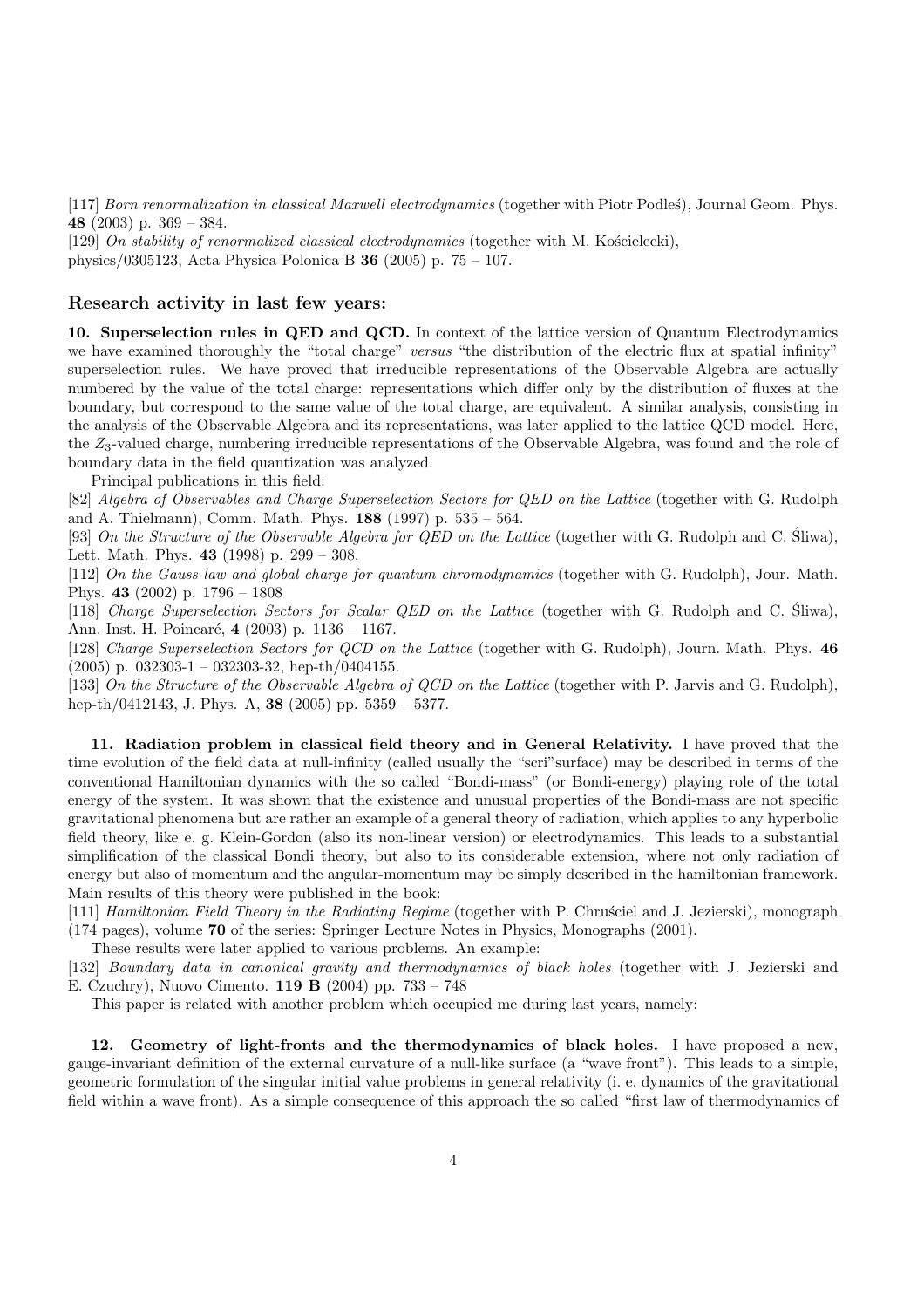[117] *Born renormalization in classical Maxwell electrodynamics* (together with Piotr Podleś), Journal Geom. Phys. **48** (2003) p. 369 – 384.
[129] *On stability of renormalized classical electrodynamics* (together with M. Kościelecki), physics/0305123, Acta Physica Polonica B **36** (2005) p. 75 – 107.

## Research activity in last few years:

**10. Superselection rules in QED and QCD.** In context of the lattice version of Quantum Electrodynamics we have examined thoroughly the "total charge" *versus* "the distribution of the electric flux at spatial infinity" superselection rules. We have proved that irreducible representations of the Observable Algebra are actually numbered by the value of the total charge: representations which differ only by the distribution of fluxes at the boundary, but correspond to the same value of the total charge, are equivalent. A similar analysis, consisting in the analysis of the Observable Algebra and its representations, was later applied to the lattice QCD model. Here, the $Z_3$-valued charge, numbering irreducible representations of the Observable Algebra, was found and the role of boundary data in the field quantization was analyzed.

Principal publications in this field:

[82] *Algebra of Observables and Charge Superselection Sectors for QED on the Lattice* (together with G. Rudolph and A. Thielmann), Comm. Math. Phys. **188** (1997) p. 535 – 564.
[93] *On the Structure of the Observable Algebra for QED on the Lattice* (together with G. Rudolph and C. Śliwa), Lett. Math. Phys. **43** (1998) p. 299 – 308.
[112] *On the Gauss law and global charge for quantum chromodynamics* (together with G. Rudolph), Jour. Math. Phys. **43** (2002) p. 1796 – 1808
[118] *Charge Superselection Sectors for Scalar QED on the Lattice* (together with G. Rudolph and C. Śliwa), Ann. Inst. H. Poincaré, **4** (2003) p. 1136 – 1167.
[128] *Charge Superselection Sectors for QCD on the Lattice* (together with G. Rudolph), Journ. Math. Phys. **46** (2005) p. 032303-1 – 032303-32, hep-th/0404155.
[133] *On the Structure of the Observable Algebra of QCD on the Lattice* (together with P. Jarvis and G. Rudolph), hep-th/0412143, J. Phys. A, **38** (2005) pp. 5359 – 5377.

**11. Radiation problem in classical field theory and in General Relativity.** I have proved that the time evolution of the field data at null-infinity (called usually the "scri"surface) may be described in terms of the conventional Hamiltonian dynamics with the so called "Bondi-mass" (or Bondi-energy) playing role of the total energy of the system. It was shown that the existence and unusual properties of the Bondi-mass are not specific gravitational phenomena but are rather an example of a general theory of radiation, which applies to any hyperbolic field theory, like e. g. Klein-Gordon (also its non-linear version) or electrodynamics. This leads to a substantial simplification of the classical Bondi theory, but also to its considerable extension, where not only radiation of energy but also of momentum and the angular-momentum may be simply described in the hamiltonian framework. Main results of this theory were published in the book:

[111] *Hamiltonian Field Theory in the Radiating Regime* (together with P. Chruściel and J. Jezierski), monograph (174 pages), volume **70** of the series: Springer Lecture Notes in Physics, Monographs (2001).

These results were later applied to various problems. An example:

[132] *Boundary data in canonical gravity and thermodynamics of black holes* (together with J. Jezierski and E. Czuchry), Nuovo Cimento. **119 B** (2004) pp. 733 – 748

This paper is related with another problem which occupied me during last years, namely:

**12. Geometry of light-fronts and the thermodynamics of black holes.** I have proposed a new, gauge-invariant definition of the external curvature of a null-like surface (a "wave front"). This leads to a simple, geometric formulation of the singular initial value problems in general relativity (i. e. dynamics of the gravitational field within a wave front). As a simple consequence of this approach the so called "first law of thermodynamics of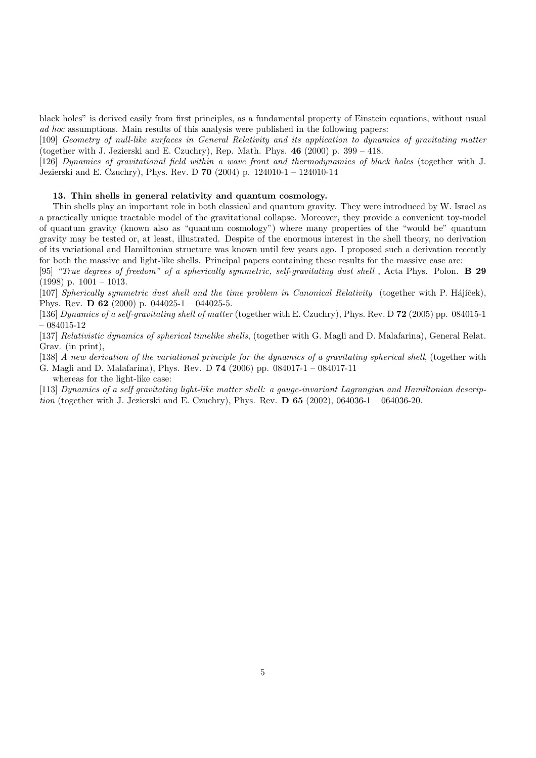black holes" is derived easily from first principles, as a fundamental property of Einstein equations, without usual *ad hoc* assumptions. Main results of this analysis were published in the following papers:

[109] *Geometry of null-like surfaces in General Relativity and its application to dynamics of gravitating matter* (together with J. Jezierski and E. Czuchry), Rep. Math. Phys. **46** (2000) p. 399 – 418.

[126] *Dynamics of gravitational field within a wave front and thermodynamics of black holes* (together with J. Jezierski and E. Czuchry), Phys. Rev. D **70** (2004) p. 124010-1 – 124010-14

### 13. Thin shells in general relativity and quantum cosmology.

Thin shells play an important role in both classical and quantum gravity. They were introduced by W. Israel as a practically unique tractable model of the gravitational collapse. Moreover, they provide a convenient toy-model of quantum gravity (known also as "quantum cosmology") where many properties of the "would be" quantum gravity may be tested or, at least, illustrated. Despite of the enormous interest in the shell theory, no derivation of its variational and Hamiltonian structure was known until few years ago. I proposed such a derivation recently for both the massive and light-like shells. Principal papers containing these results for the massive case are:

[95] *"True degrees of freedom" of a spherically symmetric, self-gravitating dust shell* , Acta Phys. Polon. **B 29** (1998) p. 1001 – 1013.

[107] *Spherically symmetric dust shell and the time problem in Canonical Relativity* (together with P. Hájíček), Phys. Rev. **D 62** (2000) p. 044025-1 – 044025-5.

[136] *Dynamics of a self-gravitating shell of matter* (together with E. Czuchry), Phys. Rev. D **72** (2005) pp. 084015-1 – 084015-12

[137] *Relativistic dynamics of spherical timelike shells*, (together with G. Magli and D. Malafarina), General Relat. Grav. (in print),

[138] *A new derivation of the variational principle for the dynamics of a gravitating spherical shell*, (together with G. Magli and D. Malafarina), Phys. Rev. D **74** (2006) pp. 084017-1 – 084017-11

whereas for the light-like case:

[113] *Dynamics of a self gravitating light-like matter shell: a gauge-invariant Lagrangian and Hamiltonian description* (together with J. Jezierski and E. Czuchry), Phys. Rev. **D 65** (2002), 064036-1 – 064036-20.